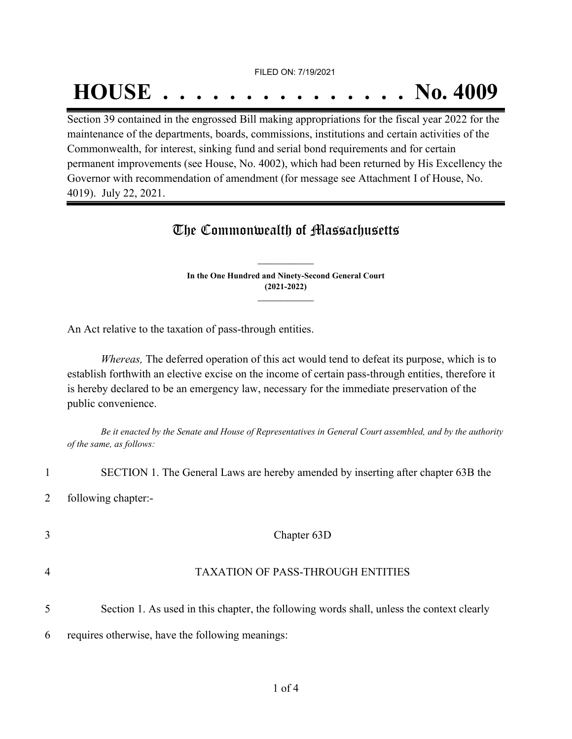FILED ON: 7/19/2021

# HOUSE . . . . . . . . . . . . . . . No. 4009

Section 39 contained in the engrossed Bill making appropriations for the fiscal year 2022 for the maintenance of the departments, boards, commissions, institutions and certain activities of the Commonwealth, for interest, sinking fund and serial bond requirements and for certain permanent improvements (see House, No. 4002), which had been returned by His Excellency the Governor with recommendation of amendment (for message see Attachment I of House, No. 4019). July 22, 2021.

## The Commonwealth of Massachusetts

**In the One Hundred and Ninety-Second General Court (2021-2022)**

An Act relative to the taxation of pass-through entities.

*Whereas,* The deferred operation of this act would tend to defeat its purpose, which is to establish forthwith an elective excise on the income of certain pass-through entities, therefore it is hereby declared to be an emergency law, necessary for the immediate preservation of the public convenience.

*Be it enacted by the Senate and House of Representatives in General Court assembled, and by the authority of the same, as follows:*

1 SECTION 1. The General Laws are hereby amended by inserting after chapter 63B the

2 following chapter:-

3 Chapter 63D

4 TAXATION OF PASS-THROUGH ENTITIES

5 Section 1. As used in this chapter, the following words shall, unless the context clearly

6 requires otherwise, have the following meanings: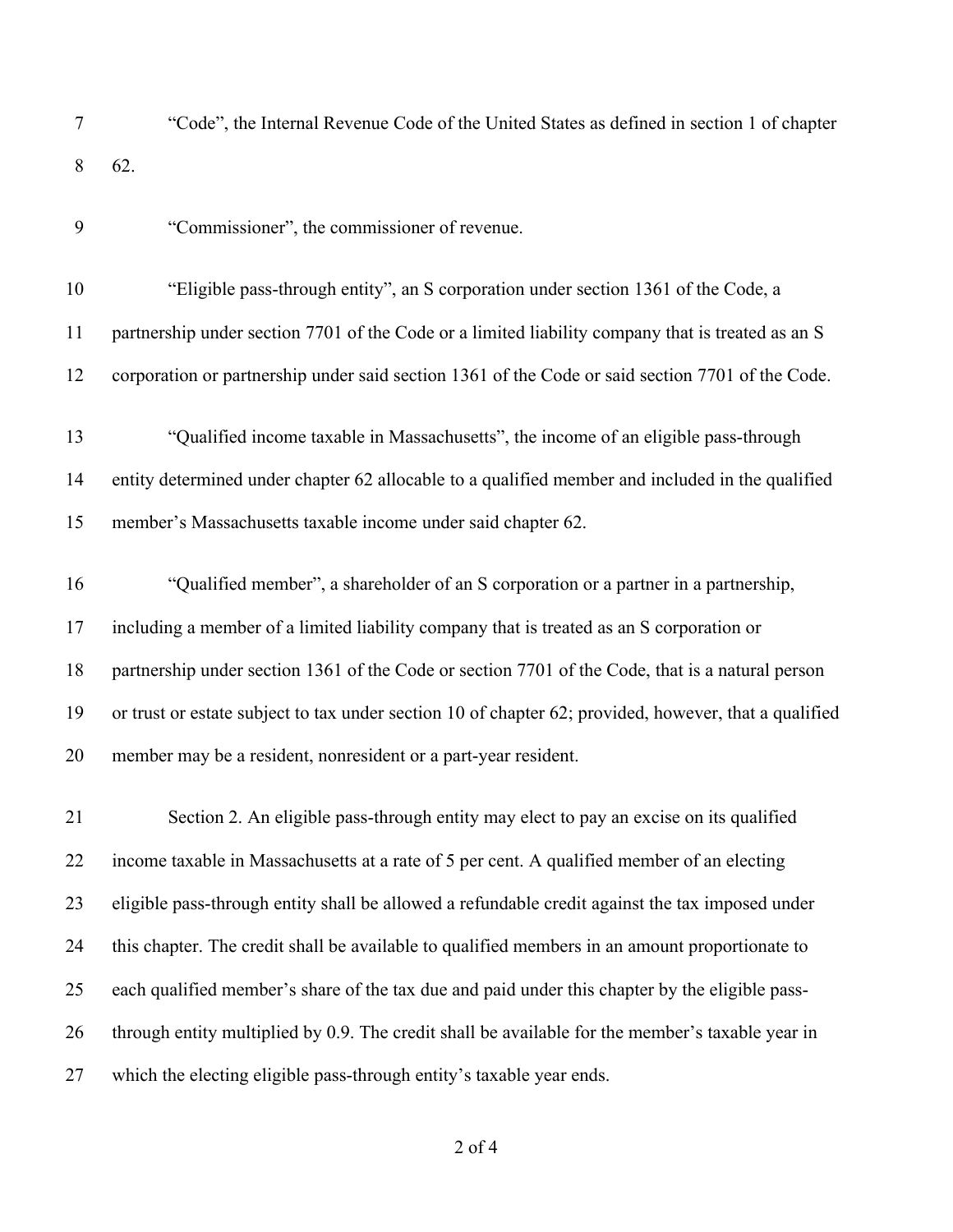"Code", the Internal Revenue Code of the United States as defined in section 1 of chapter 62.

"Commissioner", the commissioner of revenue.

"Eligible pass-through entity", an S corporation under section 1361 of the Code, a partnership under section 7701 of the Code or a limited liability company that is treated as an S corporation or partnership under said section 1361 of the Code or said section 7701 of the Code.

"Qualified income taxable in Massachusetts", the income of an eligible pass-through entity determined under chapter 62 allocable to a qualified member and included in the qualified member's Massachusetts taxable income under said chapter 62.

"Qualified member", a shareholder of an S corporation or a partner in a partnership, including a member of a limited liability company that is treated as an S corporation or partnership under section 1361 of the Code or section 7701 of the Code, that is a natural person or trust or estate subject to tax under section 10 of chapter 62; provided, however, that a qualified member may be a resident, nonresident or a part-year resident.

Section 2. An eligible pass-through entity may elect to pay an excise on its qualified income taxable in Massachusetts at a rate of 5 per cent. A qualified member of an electing eligible pass-through entity shall be allowed a refundable credit against the tax imposed under this chapter. The credit shall be available to qualified members in an amount proportionate to each qualified member's share of the tax due and paid under this chapter by the eligible pass-through entity multiplied by 0.9. The credit shall be available for the member's taxable year in which the electing eligible pass-through entity's taxable year ends.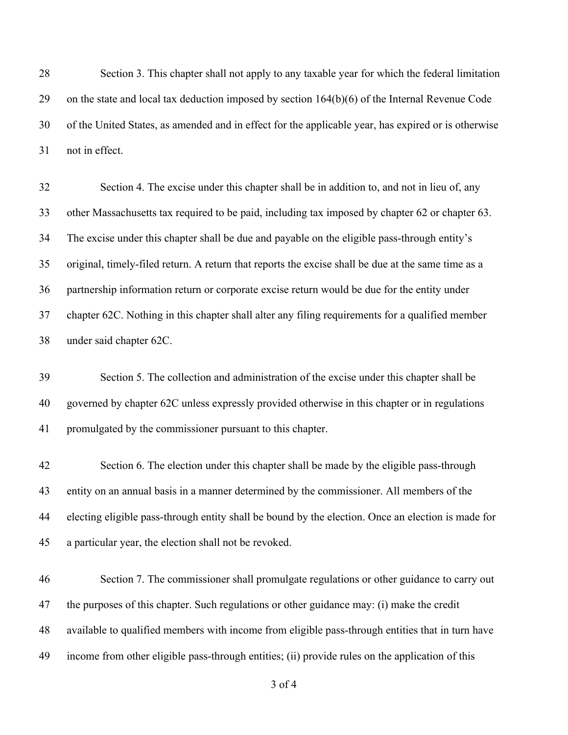Section 3. This chapter shall not apply to any taxable year for which the federal limitation on the state and local tax deduction imposed by section 164(b)(6) of the Internal Revenue Code of the United States, as amended and in effect for the applicable year, has expired or is otherwise not in effect.

Section 4. The excise under this chapter shall be in addition to, and not in lieu of, any other Massachusetts tax required to be paid, including tax imposed by chapter 62 or chapter 63. The excise under this chapter shall be due and payable on the eligible pass-through entity's original, timely-filed return. A return that reports the excise shall be due at the same time as a partnership information return or corporate excise return would be due for the entity under chapter 62C. Nothing in this chapter shall alter any filing requirements for a qualified member under said chapter 62C.

Section 5. The collection and administration of the excise under this chapter shall be governed by chapter 62C unless expressly provided otherwise in this chapter or in regulations promulgated by the commissioner pursuant to this chapter.

Section 6. The election under this chapter shall be made by the eligible pass-through entity on an annual basis in a manner determined by the commissioner. All members of the electing eligible pass-through entity shall be bound by the election. Once an election is made for a particular year, the election shall not be revoked.

Section 7. The commissioner shall promulgate regulations or other guidance to carry out the purposes of this chapter. Such regulations or other guidance may: (i) make the credit available to qualified members with income from eligible pass-through entities that in turn have income from other eligible pass-through entities; (ii) provide rules on the application of this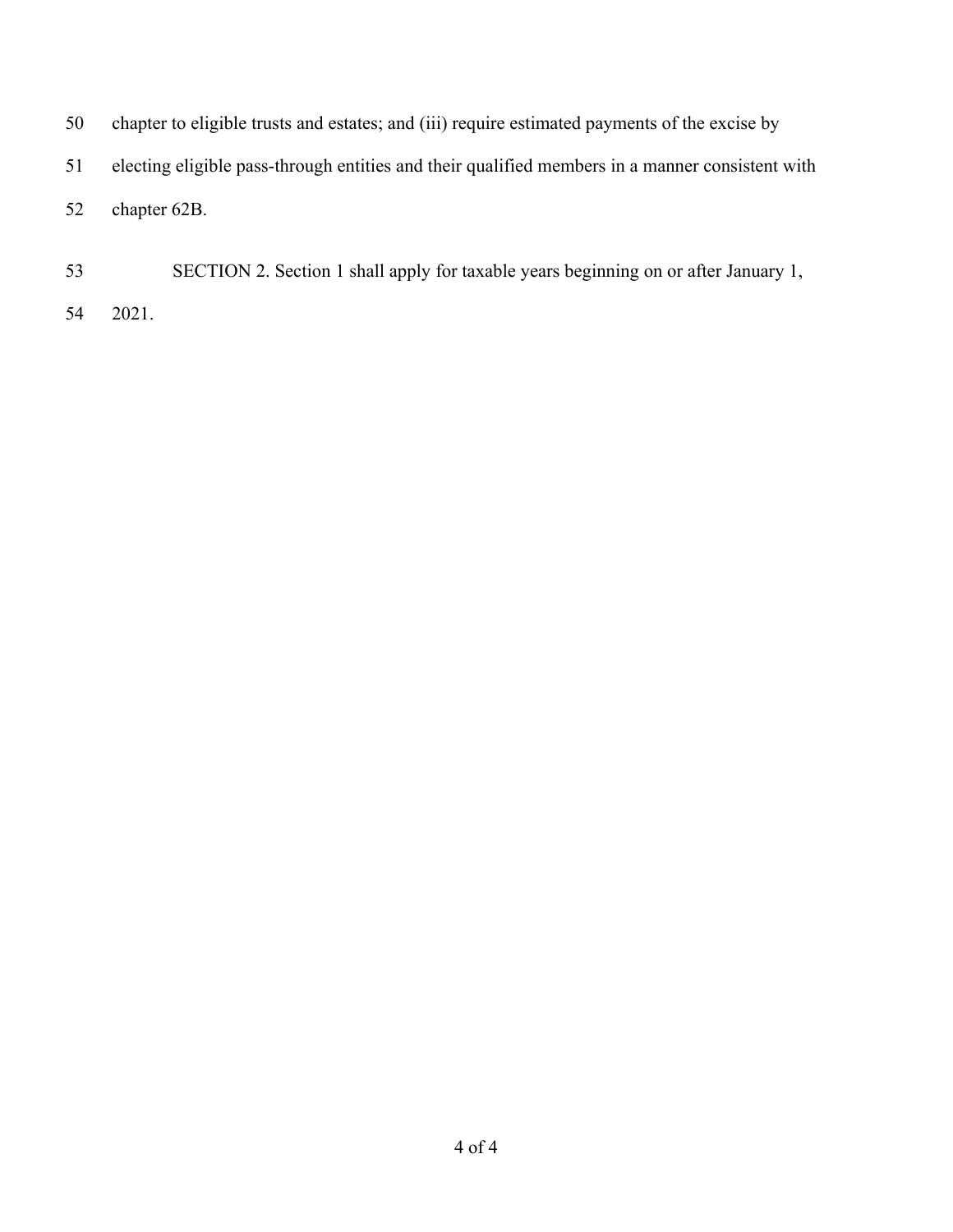chapter to eligible trusts and estates; and (iii) require estimated payments of the excise by electing eligible pass-through entities and their qualified members in a manner consistent with chapter 62B.

SECTION 2. Section 1 shall apply for taxable years beginning on or after January 1, 2021.